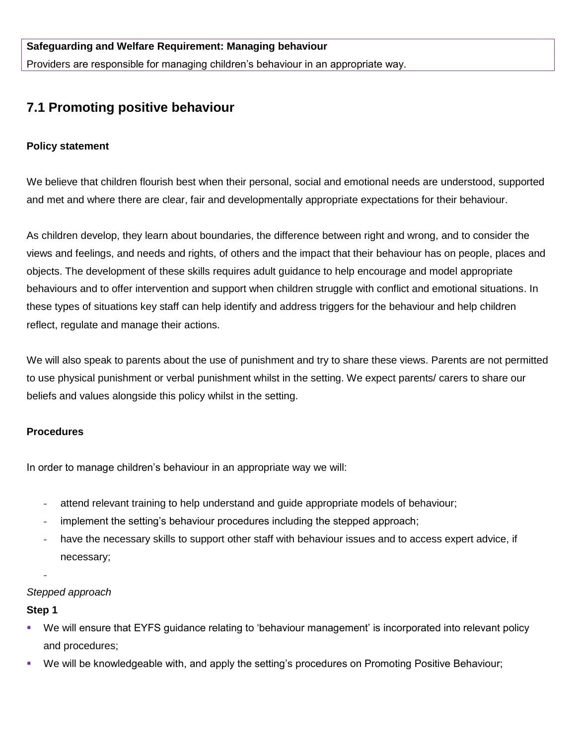**Safeguarding and Welfare Requirement: Managing behaviour**

Providers are responsible for managing children's behaviour in an appropriate way.

## 7.1 Promoting positive behaviour

**Policy statement**

We believe that children flourish best when their personal, social and emotional needs are understood, supported and met and where there are clear, fair and developmentally appropriate expectations for their behaviour.

As children develop, they learn about boundaries, the difference between right and wrong, and to consider the views and feelings, and needs and rights, of others and the impact that their behaviour has on people, places and objects. The development of these skills requires adult guidance to help encourage and model appropriate behaviours and to offer intervention and support when children struggle with conflict and emotional situations. In these types of situations key staff can help identify and address triggers for the behaviour and help children reflect, regulate and manage their actions.

We will also speak to parents about the use of punishment and try to share these views. Parents are not permitted to use physical punishment or verbal punishment whilst in the setting. We expect parents/ carers to share our beliefs and values alongside this policy whilst in the setting.

**Procedures**

In order to manage children's behaviour in an appropriate way we will:

- attend relevant training to help understand and guide appropriate models of behaviour;
- implement the setting's behaviour procedures including the stepped approach;
- have the necessary skills to support other staff with behaviour issues and to access expert advice, if necessary;
-

*Stepped approach*

**Step 1**

- We will ensure that EYFS guidance relating to 'behaviour management' is incorporated into relevant policy and procedures;
- We will be knowledgeable with, and apply the setting's procedures on Promoting Positive Behaviour;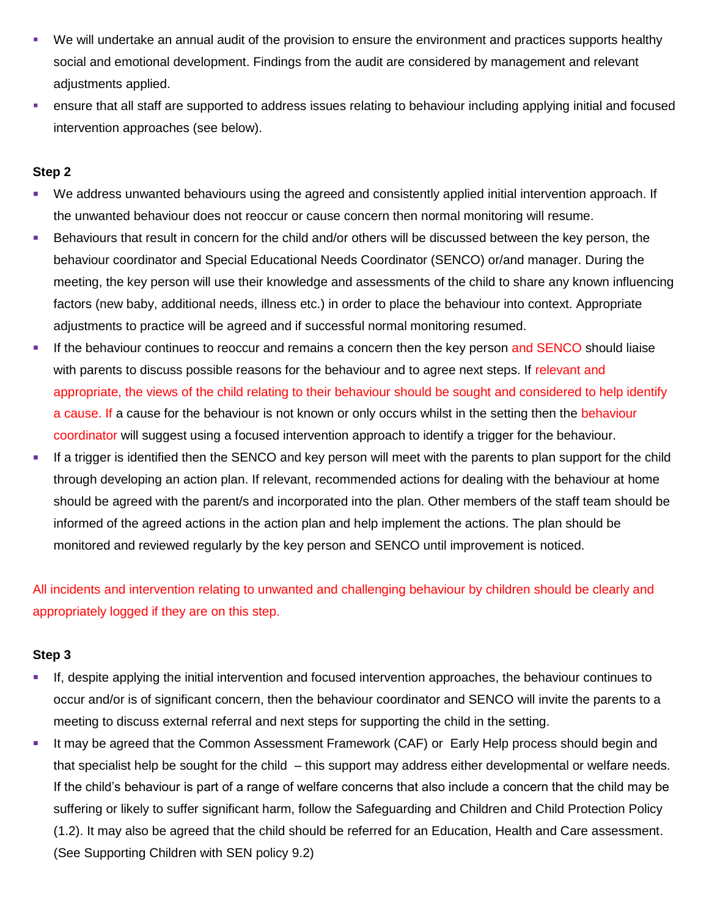- We will undertake an annual audit of the provision to ensure the environment and practices supports healthy social and emotional development. Findings from the audit are considered by management and relevant adjustments applied.
- ensure that all staff are supported to address issues relating to behaviour including applying initial and focused intervention approaches (see below).

**Step 2**

- We address unwanted behaviours using the agreed and consistently applied initial intervention approach. If the unwanted behaviour does not reoccur or cause concern then normal monitoring will resume.
- Behaviours that result in concern for the child and/or others will be discussed between the key person, the behaviour coordinator and Special Educational Needs Coordinator (SENCO) or/and manager. During the meeting, the key person will use their knowledge and assessments of the child to share any known influencing factors (new baby, additional needs, illness etc.) in order to place the behaviour into context. Appropriate adjustments to practice will be agreed and if successful normal monitoring resumed.
- If the behaviour continues to reoccur and remains a concern then the key person and SENCO should liaise with parents to discuss possible reasons for the behaviour and to agree next steps. If relevant and appropriate, the views of the child relating to their behaviour should be sought and considered to help identify a cause. If a cause for the behaviour is not known or only occurs whilst in the setting then the behaviour coordinator will suggest using a focused intervention approach to identify a trigger for the behaviour.
- If a trigger is identified then the SENCO and key person will meet with the parents to plan support for the child through developing an action plan. If relevant, recommended actions for dealing with the behaviour at home should be agreed with the parent/s and incorporated into the plan. Other members of the staff team should be informed of the agreed actions in the action plan and help implement the actions. The plan should be monitored and reviewed regularly by the key person and SENCO until improvement is noticed.

All incidents and intervention relating to unwanted and challenging behaviour by children should be clearly and appropriately logged if they are on this step.

**Step 3**

- If, despite applying the initial intervention and focused intervention approaches, the behaviour continues to occur and/or is of significant concern, then the behaviour coordinator and SENCO will invite the parents to a meeting to discuss external referral and next steps for supporting the child in the setting.
- It may be agreed that the Common Assessment Framework (CAF) or Early Help process should begin and that specialist help be sought for the child – this support may address either developmental or welfare needs. If the child's behaviour is part of a range of welfare concerns that also include a concern that the child may be suffering or likely to suffer significant harm, follow the Safeguarding and Children and Child Protection Policy (1.2). It may also be agreed that the child should be referred for an Education, Health and Care assessment. (See Supporting Children with SEN policy 9.2)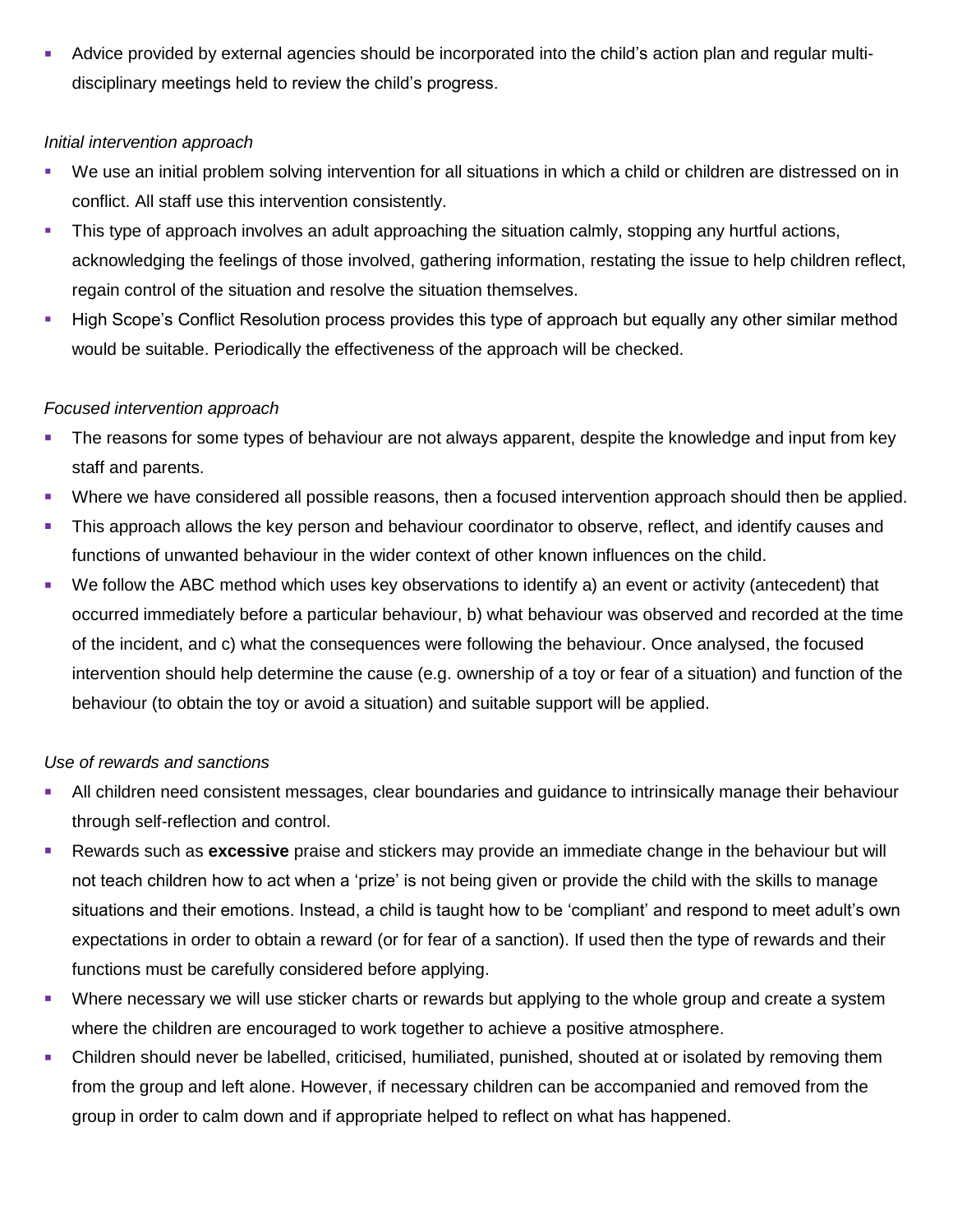- Advice provided by external agencies should be incorporated into the child's action plan and regular multi-disciplinary meetings held to review the child's progress.

*Initial intervention approach*

- We use an initial problem solving intervention for all situations in which a child or children are distressed on in conflict. All staff use this intervention consistently.
- This type of approach involves an adult approaching the situation calmly, stopping any hurtful actions, acknowledging the feelings of those involved, gathering information, restating the issue to help children reflect, regain control of the situation and resolve the situation themselves.
- High Scope's Conflict Resolution process provides this type of approach but equally any other similar method would be suitable. Periodically the effectiveness of the approach will be checked.

*Focused intervention approach*

- The reasons for some types of behaviour are not always apparent, despite the knowledge and input from key staff and parents.
- Where we have considered all possible reasons, then a focused intervention approach should then be applied.
- This approach allows the key person and behaviour coordinator to observe, reflect, and identify causes and functions of unwanted behaviour in the wider context of other known influences on the child.
- We follow the ABC method which uses key observations to identify a) an event or activity (antecedent) that occurred immediately before a particular behaviour, b) what behaviour was observed and recorded at the time of the incident, and c) what the consequences were following the behaviour. Once analysed, the focused intervention should help determine the cause (e.g. ownership of a toy or fear of a situation) and function of the behaviour (to obtain the toy or avoid a situation) and suitable support will be applied.

*Use of rewards and sanctions*

- All children need consistent messages, clear boundaries and guidance to intrinsically manage their behaviour through self-reflection and control.
- Rewards such as **excessive** praise and stickers may provide an immediate change in the behaviour but will not teach children how to act when a 'prize' is not being given or provide the child with the skills to manage situations and their emotions. Instead, a child is taught how to be 'compliant' and respond to meet adult's own expectations in order to obtain a reward (or for fear of a sanction). If used then the type of rewards and their functions must be carefully considered before applying.
- Where necessary we will use sticker charts or rewards but applying to the whole group and create a system where the children are encouraged to work together to achieve a positive atmosphere.
- Children should never be labelled, criticised, humiliated, punished, shouted at or isolated by removing them from the group and left alone. However, if necessary children can be accompanied and removed from the group in order to calm down and if appropriate helped to reflect on what has happened.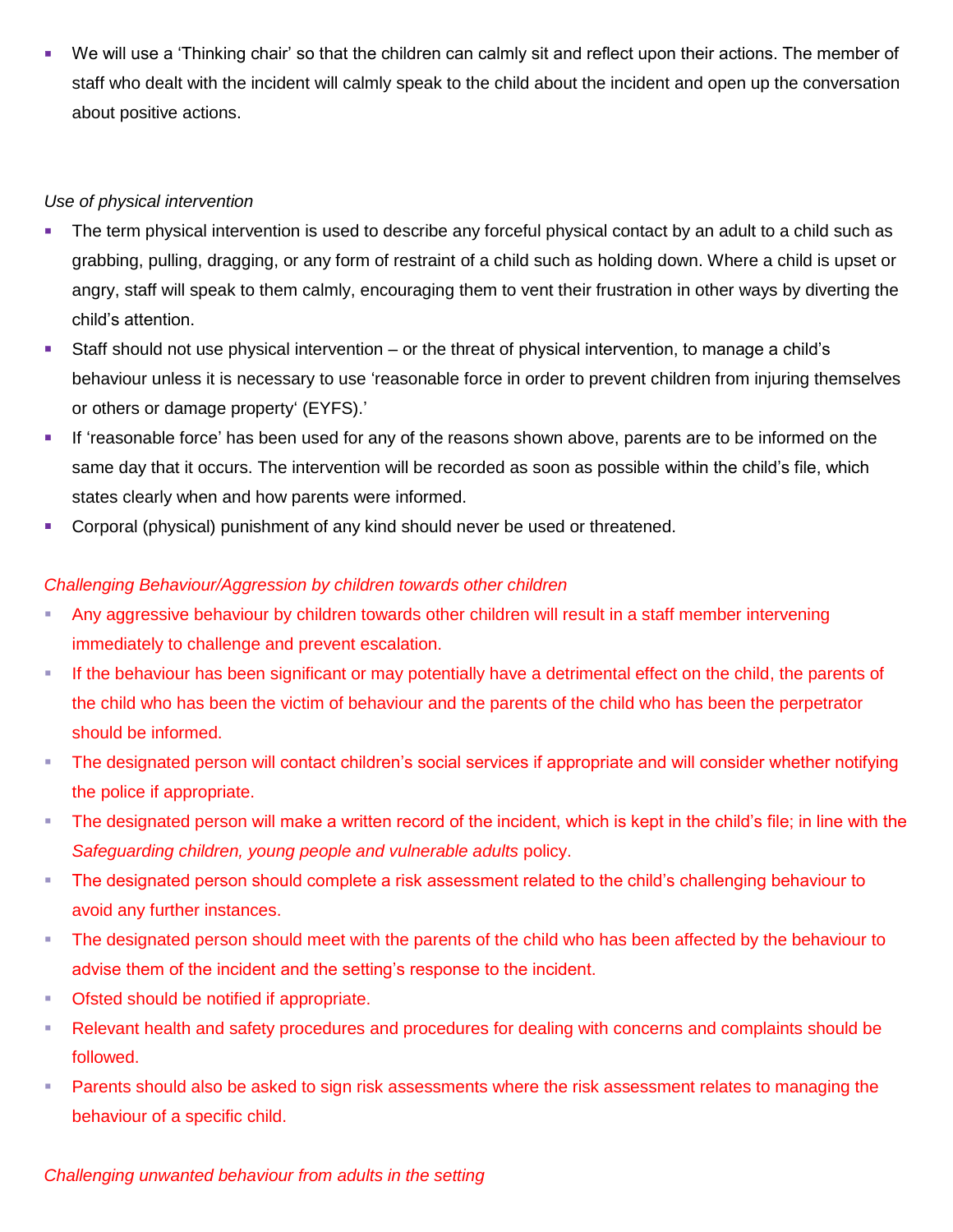- We will use a 'Thinking chair' so that the children can calmly sit and reflect upon their actions. The member of staff who dealt with the incident will calmly speak to the child about the incident and open up the conversation about positive actions.

*Use of physical intervention*

- The term physical intervention is used to describe any forceful physical contact by an adult to a child such as grabbing, pulling, dragging, or any form of restraint of a child such as holding down. Where a child is upset or angry, staff will speak to them calmly, encouraging them to vent their frustration in other ways by diverting the child's attention.
- Staff should not use physical intervention – or the threat of physical intervention, to manage a child's behaviour unless it is necessary to use 'reasonable force in order to prevent children from injuring themselves or others or damage property' (EYFS).'
- If 'reasonable force' has been used for any of the reasons shown above, parents are to be informed on the same day that it occurs. The intervention will be recorded as soon as possible within the child's file, which states clearly when and how parents were informed.
- Corporal (physical) punishment of any kind should never be used or threatened.

*Challenging Behaviour/Aggression by children towards other children*

- Any aggressive behaviour by children towards other children will result in a staff member intervening immediately to challenge and prevent escalation.
- If the behaviour has been significant or may potentially have a detrimental effect on the child, the parents of the child who has been the victim of behaviour and the parents of the child who has been the perpetrator should be informed.
- The designated person will contact children's social services if appropriate and will consider whether notifying the police if appropriate.
- The designated person will make a written record of the incident, which is kept in the child's file; in line with the *Safeguarding children, young people and vulnerable adults* policy.
- The designated person should complete a risk assessment related to the child's challenging behaviour to avoid any further instances.
- The designated person should meet with the parents of the child who has been affected by the behaviour to advise them of the incident and the setting's response to the incident.
- Ofsted should be notified if appropriate.
- Relevant health and safety procedures and procedures for dealing with concerns and complaints should be followed.
- Parents should also be asked to sign risk assessments where the risk assessment relates to managing the behaviour of a specific child.

*Challenging unwanted behaviour from adults in the setting*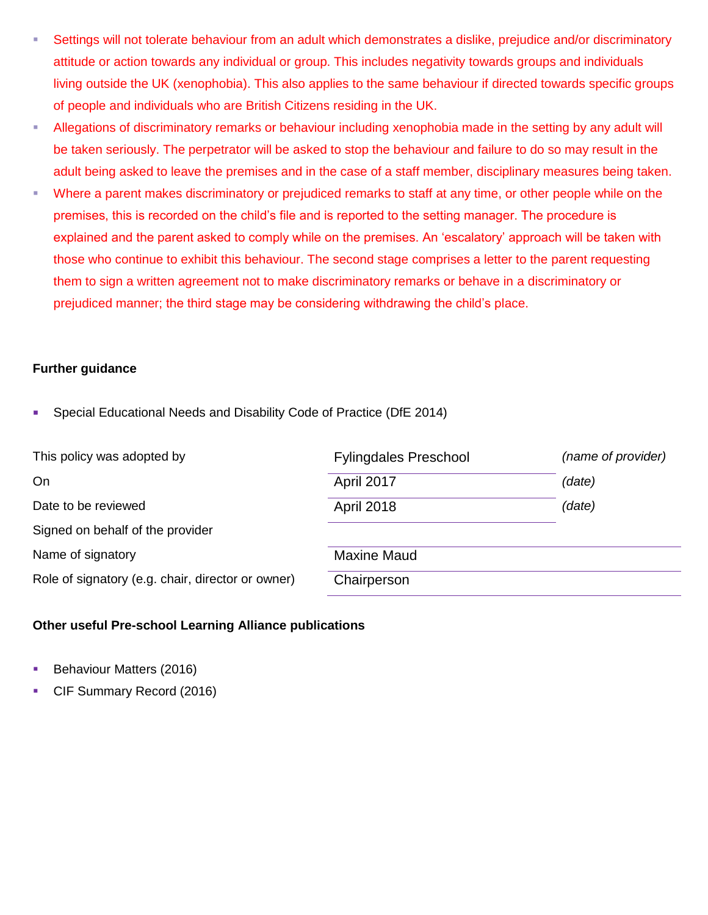- Settings will not tolerate behaviour from an adult which demonstrates a dislike, prejudice and/or discriminatory attitude or action towards any individual or group. This includes negativity towards groups and individuals living outside the UK (xenophobia). This also applies to the same behaviour if directed towards specific groups of people and individuals who are British Citizens residing in the UK.
- Allegations of discriminatory remarks or behaviour including xenophobia made in the setting by any adult will be taken seriously. The perpetrator will be asked to stop the behaviour and failure to do so may result in the adult being asked to leave the premises and in the case of a staff member, disciplinary measures being taken.
- Where a parent makes discriminatory or prejudiced remarks to staff at any time, or other people while on the premises, this is recorded on the child's file and is reported to the setting manager. The procedure is explained and the parent asked to comply while on the premises. An 'escalatory' approach will be taken with those who continue to exhibit this behaviour. The second stage comprises a letter to the parent requesting them to sign a written agreement not to make discriminatory remarks or behave in a discriminatory or prejudiced manner; the third stage may be considering withdrawing the child's place.

**Further guidance**

- Special Educational Needs and Disability Code of Practice (DfE 2014)

| | | |
|---|---|---|
| This policy was adopted by | Fylingdales Preschool | *(name of provider)* |
| On | April 2017 | *(date)* |
| Date to be reviewed | April 2018 | *(date)* |
| Signed on behalf of the provider | | |
| Name of signatory | Maxine Maud | |
| Role of signatory (e.g. chair, director or owner) | Chairperson | |

**Other useful Pre-school Learning Alliance publications**

- Behaviour Matters (2016)
- CIF Summary Record (2016)